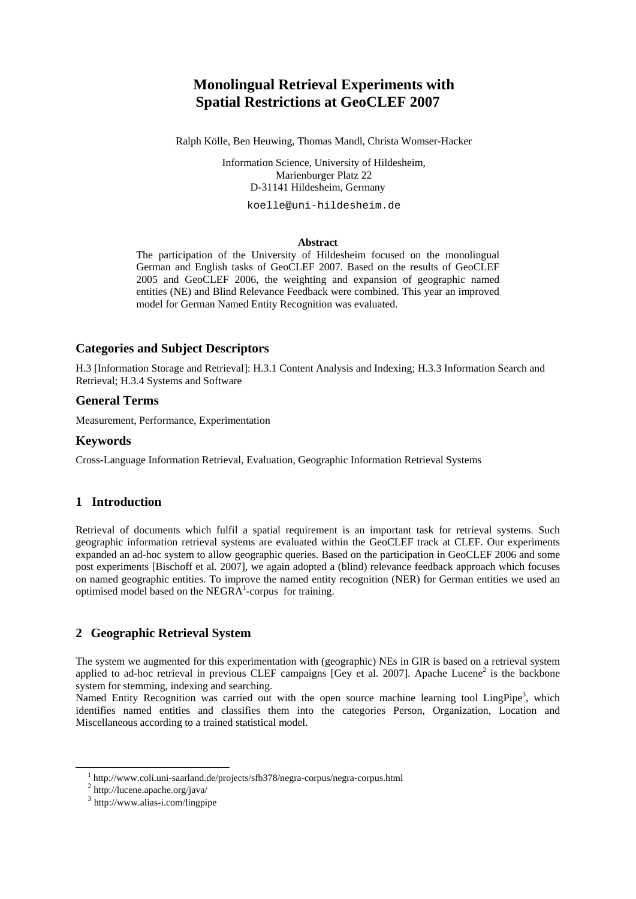# Monolingual Retrieval Experiments with Spatial Restrictions at GeoCLEF 2007

Ralph Kölle, Ben Heuwing, Thomas Mandl, Christa Womser-Hacker

Information Science, University of Hildesheim,
Marienburger Platz 22
D-31141 Hildesheim, Germany

koelle@uni-hildesheim.de

**Abstract**

The participation of the University of Hildesheim focused on the monolingual German and English tasks of GeoCLEF 2007. Based on the results of GeoCLEF 2005 and GeoCLEF 2006, the weighting and expansion of geographic named entities (NE) and Blind Relevance Feedback were combined. This year an improved model for German Named Entity Recognition was evaluated.

## Categories and Subject Descriptors

H.3 [Information Storage and Retrieval]: H.3.1 Content Analysis and Indexing; H.3.3 Information Search and Retrieval; H.3.4 Systems and Software

## General Terms

Measurement, Performance, Experimentation

## Keywords

Cross-Language Information Retrieval, Evaluation, Geographic Information Retrieval Systems

## 1 Introduction

Retrieval of documents which fulfil a spatial requirement is an important task for retrieval systems. Such geographic information retrieval systems are evaluated within the GeoCLEF track at CLEF. Our experiments expanded an ad-hoc system to allow geographic queries. Based on the participation in GeoCLEF 2006 and some post experiments [Bischoff et al. 2007], we again adopted a (blind) relevance feedback approach which focuses on named geographic entities. To improve the named entity recognition (NER) for German entities we used an optimised model based on the NEGRA[1]-corpus for training.

## 2 Geographic Retrieval System

The system we augmented for this experimentation with (geographic) NEs in GIR is based on a retrieval system applied to ad-hoc retrieval in previous CLEF campaigns [Gey et al. 2007]. Apache Lucene[2] is the backbone system for stemming, indexing and searching.

Named Entity Recognition was carried out with the open source machine learning tool LingPipe[3], which identifies named entities and classifies them into the categories Person, Organization, Location and Miscellaneous according to a trained statistical model.

---

[1] http://www.coli.uni-saarland.de/projects/sfb378/negra-corpus/negra-corpus.html

[2] http://lucene.apache.org/java/

[3] http://www.alias-i.com/lingpipe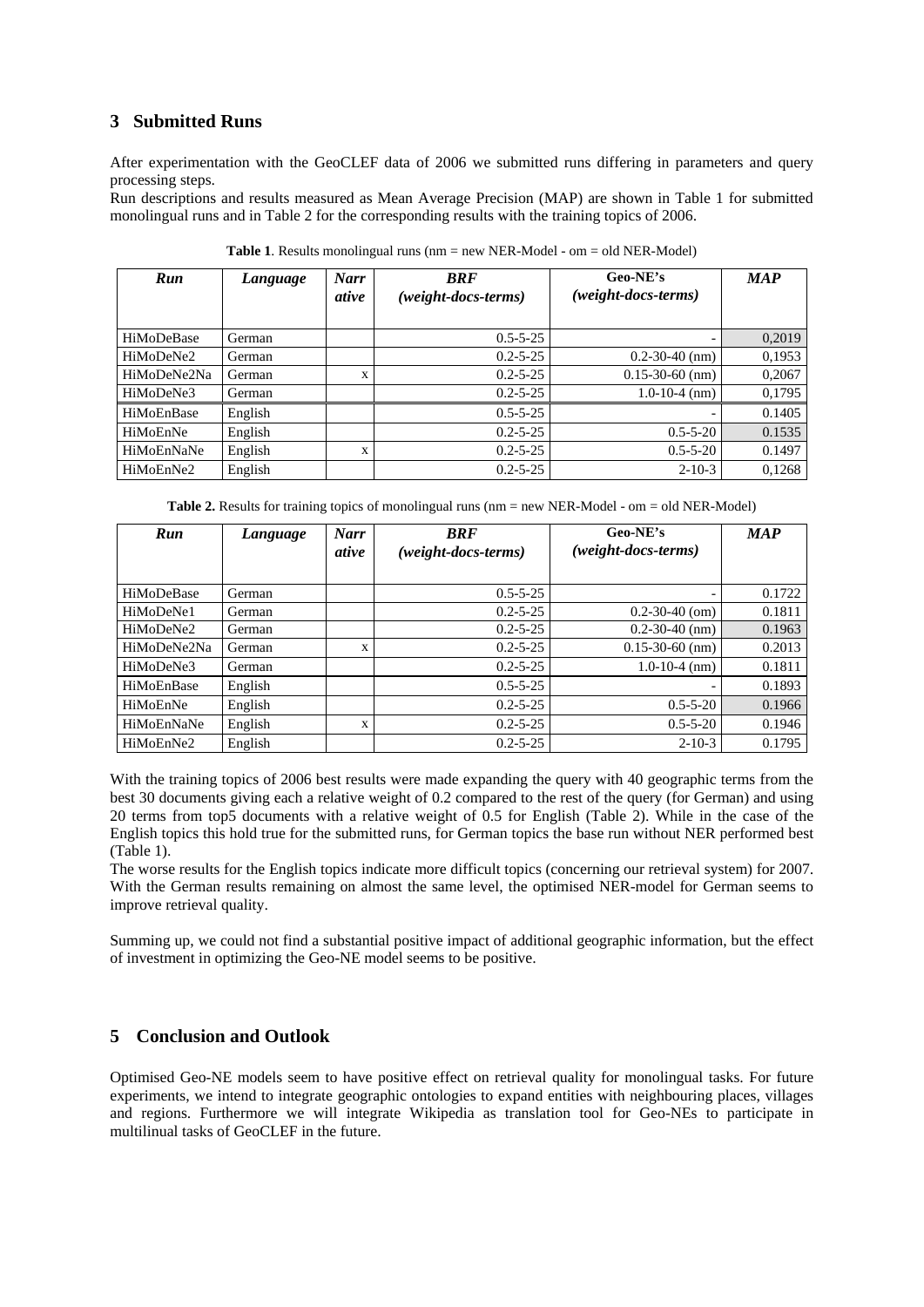## 3 Submitted Runs

After experimentation with the GeoCLEF data of 2006 we submitted runs differing in parameters and query processing steps.

Run descriptions and results measured as Mean Average Precision (MAP) are shown in Table 1 for submitted monolingual runs and in Table 2 for the corresponding results with the training topics of 2006.

**Table 1**. Results monolingual runs (nm = new NER-Model - om = old NER-Model)

| *Run* | *Language* | *Narrative* | *BRF (weight-docs-terms)* | **Geo-NE's** *(weight-docs-terms)* | *MAP* |
|---|---|---|---|---|---|
| HiMoDeBase | German | | 0.5-5-25 | - | 0,2019 |
| HiMoDeNe2 | German | | 0.2-5-25 | 0.2-30-40 (nm) | 0,1953 |
| HiMoDeNe2Na | German | x | 0.2-5-25 | 0.15-30-60 (nm) | 0,2067 |
| HiMoDeNe3 | German | | 0.2-5-25 | 1.0-10-4 (nm) | 0,1795 |
| HiMoEnBase | English | | 0.5-5-25 | - | 0.1405 |
| HiMoEnNe | English | | 0.2-5-25 | 0.5-5-20 | 0.1535 |
| HiMoEnNaNe | English | x | 0.2-5-25 | 0.5-5-20 | 0.1497 |
| HiMoEnNe2 | English | | 0.2-5-25 | 2-10-3 | 0,1268 |

**Table 2.** Results for training topics of monolingual runs (nm = new NER-Model - om = old NER-Model)

| *Run* | *Language* | *Narrative* | *BRF (weight-docs-terms)* | **Geo-NE's** *(weight-docs-terms)* | *MAP* |
|---|---|---|---|---|---|
| HiMoDeBase | German | | 0.5-5-25 | - | 0.1722 |
| HiMoDeNe1 | German | | 0.2-5-25 | 0.2-30-40 (om) | 0.1811 |
| HiMoDeNe2 | German | | 0.2-5-25 | 0.2-30-40 (nm) | 0.1963 |
| HiMoDeNe2Na | German | x | 0.2-5-25 | 0.15-30-60 (nm) | 0.2013 |
| HiMoDeNe3 | German | | 0.2-5-25 | 1.0-10-4 (nm) | 0.1811 |
| HiMoEnBase | English | | 0.5-5-25 | - | 0.1893 |
| HiMoEnNe | English | | 0.2-5-25 | 0.5-5-20 | 0.1966 |
| HiMoEnNaNe | English | x | 0.2-5-25 | 0.5-5-20 | 0.1946 |
| HiMoEnNe2 | English | | 0.2-5-25 | 2-10-3 | 0.1795 |

With the training topics of 2006 best results were made expanding the query with 40 geographic terms from the best 30 documents giving each a relative weight of 0.2 compared to the rest of the query (for German) and using 20 terms from top5 documents with a relative weight of 0.5 for English (Table 2). While in the case of the English topics this hold true for the submitted runs, for German topics the base run without NER performed best (Table 1).

The worse results for the English topics indicate more difficult topics (concerning our retrieval system) for 2007. With the German results remaining on almost the same level, the optimised NER-model for German seems to improve retrieval quality.

Summing up, we could not find a substantial positive impact of additional geographic information, but the effect of investment in optimizing the Geo-NE model seems to be positive.

## 5 Conclusion and Outlook

Optimised Geo-NE models seem to have positive effect on retrieval quality for monolingual tasks. For future experiments, we intend to integrate geographic ontologies to expand entities with neighbouring places, villages and regions. Furthermore we will integrate Wikipedia as translation tool for Geo-NEs to participate in multilinual tasks of GeoCLEF in the future.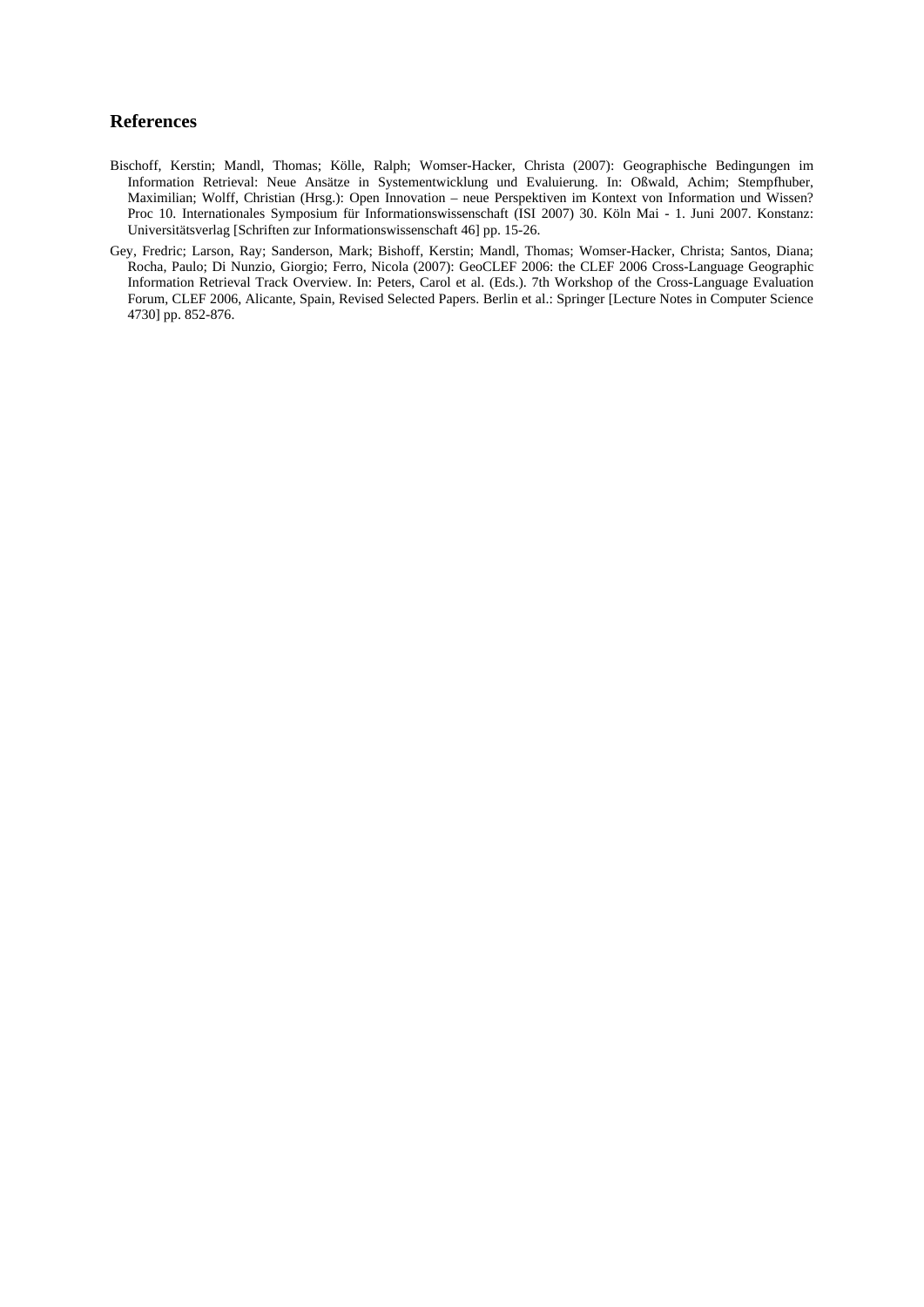## References

Bischoff, Kerstin; Mandl, Thomas; Kölle, Ralph; Womser-Hacker, Christa (2007): Geographische Bedingungen im Information Retrieval: Neue Ansätze in Systementwicklung und Evaluierung. In: Oßwald, Achim; Stempfhuber, Maximilian; Wolff, Christian (Hrsg.): Open Innovation – neue Perspektiven im Kontext von Information und Wissen? Proc 10. Internationales Symposium für Informationswissenschaft (ISI 2007) 30. Köln Mai - 1. Juni 2007. Konstanz: Universitätsverlag [Schriften zur Informationswissenschaft 46] pp. 15-26.

Gey, Fredric; Larson, Ray; Sanderson, Mark; Bishoff, Kerstin; Mandl, Thomas; Womser-Hacker, Christa; Santos, Diana; Rocha, Paulo; Di Nunzio, Giorgio; Ferro, Nicola (2007): GeoCLEF 2006: the CLEF 2006 Cross-Language Geographic Information Retrieval Track Overview. In: Peters, Carol et al. (Eds.). 7th Workshop of the Cross-Language Evaluation Forum, CLEF 2006, Alicante, Spain, Revised Selected Papers. Berlin et al.: Springer [Lecture Notes in Computer Science 4730] pp. 852-876.